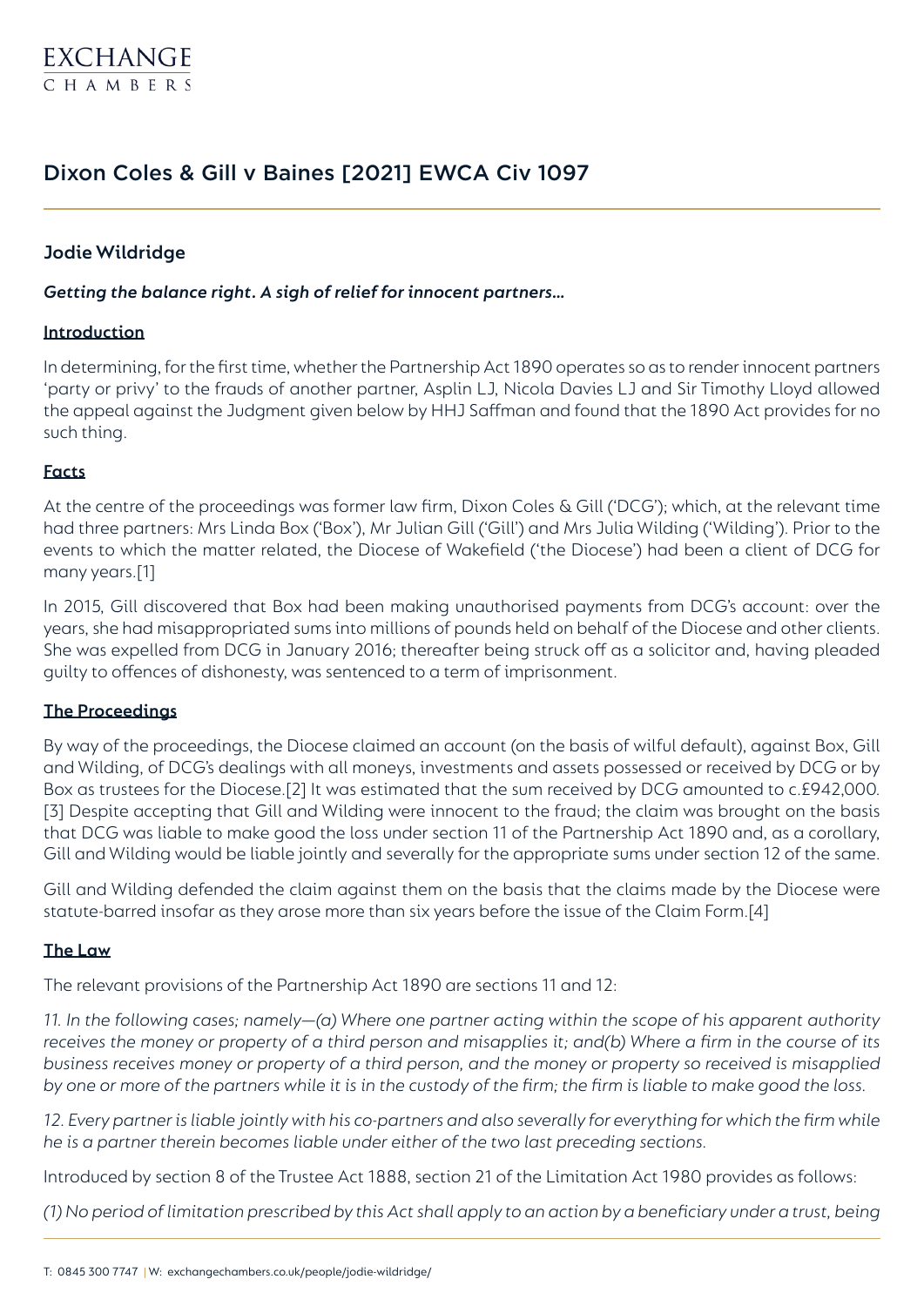# Dixon Coles & Gill v Baines [2021] EWCA Civ 1097

## Jodie Wildridge

***Getting the balance right. A sigh of relief for innocent partners…***

### Introduction

In determining, for the first time, whether the Partnership Act 1890 operates so as to render innocent partners 'party or privy' to the frauds of another partner, Asplin LJ, Nicola Davies LJ and Sir Timothy Lloyd allowed the appeal against the Judgment given below by HHJ Saffman and found that the 1890 Act provides for no such thing.

### Facts

At the centre of the proceedings was former law firm, Dixon Coles & Gill ('DCG'); which, at the relevant time had three partners: Mrs Linda Box ('Box'), Mr Julian Gill ('Gill') and Mrs Julia Wilding ('Wilding'). Prior to the events to which the matter related, the Diocese of Wakefield ('the Diocese') had been a client of DCG for many years.[1]

In 2015, Gill discovered that Box had been making unauthorised payments from DCG's account: over the years, she had misappropriated sums into millions of pounds held on behalf of the Diocese and other clients. She was expelled from DCG in January 2016; thereafter being struck off as a solicitor and, having pleaded guilty to offences of dishonesty, was sentenced to a term of imprisonment.

### The Proceedings

By way of the proceedings, the Diocese claimed an account (on the basis of wilful default), against Box, Gill and Wilding, of DCG's dealings with all moneys, investments and assets possessed or received by DCG or by Box as trustees for the Diocese.[2] It was estimated that the sum received by DCG amounted to c.£942,000.[3] Despite accepting that Gill and Wilding were innocent to the fraud; the claim was brought on the basis that DCG was liable to make good the loss under section 11 of the Partnership Act 1890 and, as a corollary, Gill and Wilding would be liable jointly and severally for the appropriate sums under section 12 of the same.

Gill and Wilding defended the claim against them on the basis that the claims made by the Diocese were statute-barred insofar as they arose more than six years before the issue of the Claim Form.[4]

### The Law

The relevant provisions of the Partnership Act 1890 are sections 11 and 12:

*11. In the following cases; namely—(a) Where one partner acting within the scope of his apparent authority receives the money or property of a third person and misapplies it; and(b) Where a firm in the course of its business receives money or property of a third person, and the money or property so received is misapplied by one or more of the partners while it is in the custody of the firm; the firm is liable to make good the loss.*

*12. Every partner is liable jointly with his co-partners and also severally for everything for which the firm while he is a partner therein becomes liable under either of the two last preceding sections.*

Introduced by section 8 of the Trustee Act 1888, section 21 of the Limitation Act 1980 provides as follows:

*(1) No period of limitation prescribed by this Act shall apply to an action by a beneficiary under a trust, being*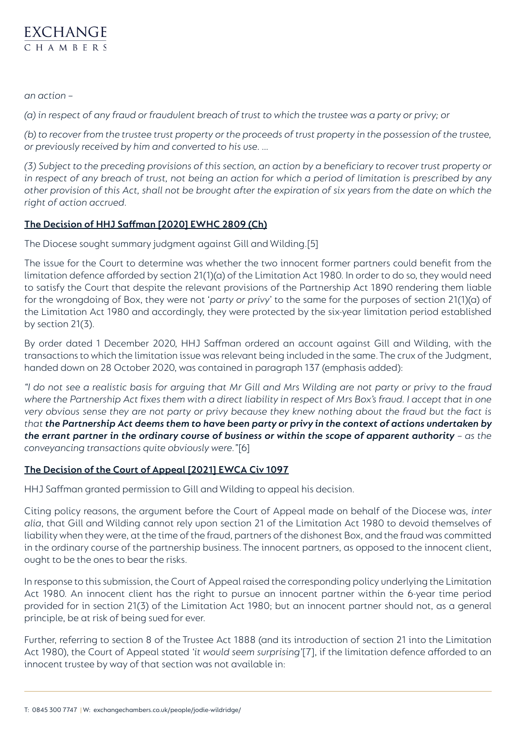*an action –*

*(a) in respect of any fraud or fraudulent breach of trust to which the trustee was a party or privy; or*

*(b) to recover from the trustee trust property or the proceeds of trust property in the possession of the trustee, or previously received by him and converted to his use. …*

*(3) Subject to the preceding provisions of this section, an action by a beneficiary to recover trust property or in respect of any breach of trust, not being an action for which a period of limitation is prescribed by any other provision of this Act, shall not be brought after the expiration of six years from the date on which the right of action accrued.*

## The Decision of HHJ Saffman [2020] EWHC 2809 (Ch)

The Diocese sought summary judgment against Gill and Wilding.[5]

The issue for the Court to determine was whether the two innocent former partners could benefit from the limitation defence afforded by section 21(1)(a) of the Limitation Act 1980. In order to do so, they would need to satisfy the Court that despite the relevant provisions of the Partnership Act 1890 rendering them liable for the wrongdoing of Box, they were not '*party or privy*' to the same for the purposes of section 21(1)(a) of the Limitation Act 1980 and accordingly, they were protected by the six-year limitation period established by section 21(3).

By order dated 1 December 2020, HHJ Saffman ordered an account against Gill and Wilding, with the transactions to which the limitation issue was relevant being included in the same. The crux of the Judgment, handed down on 28 October 2020, was contained in paragraph 137 (emphasis added):

*"I do not see a realistic basis for arguing that Mr Gill and Mrs Wilding are not party or privy to the fraud where the Partnership Act fixes them with a direct liability in respect of Mrs Box's fraud. I accept that in one very obvious sense they are not party or privy because they knew nothing about the fraud but the fact is that* ***the Partnership Act deems them to have been party or privy in the context of actions undertaken by the errant partner in the ordinary course of business or within the scope of apparent authority*** *– as the conveyancing transactions quite obviously were."*[6]

## The Decision of the Court of Appeal [2021] EWCA Civ 1097

HHJ Saffman granted permission to Gill and Wilding to appeal his decision.

Citing policy reasons, the argument before the Court of Appeal made on behalf of the Diocese was, *inter alia*, that Gill and Wilding cannot rely upon section 21 of the Limitation Act 1980 to devoid themselves of liability when they were, at the time of the fraud, partners of the dishonest Box, and the fraud was committed in the ordinary course of the partnership business. The innocent partners, as opposed to the innocent client, ought to be the ones to bear the risks.

In response to this submission, the Court of Appeal raised the corresponding policy underlying the Limitation Act 1980. An innocent client has the right to pursue an innocent partner within the 6-year time period provided for in section 21(3) of the Limitation Act 1980; but an innocent partner should not, as a general principle, be at risk of being sued for ever.

Further, referring to section 8 of the Trustee Act 1888 (and its introduction of section 21 into the Limitation Act 1980), the Court of Appeal stated *'it would seem surprising'*[7], if the limitation defence afforded to an innocent trustee by way of that section was not available in: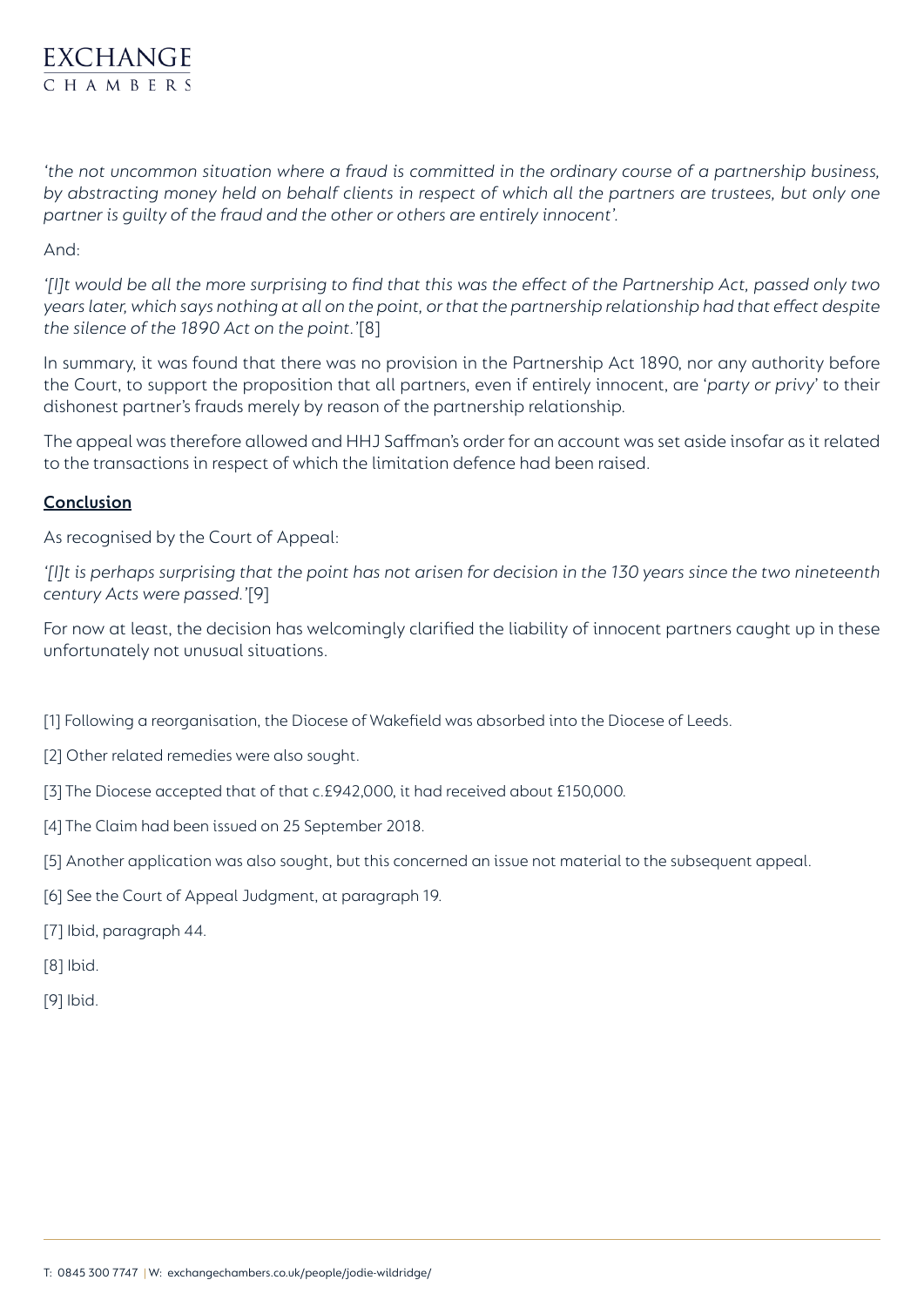*'the not uncommon situation where a fraud is committed in the ordinary course of a partnership business, by abstracting money held on behalf clients in respect of which all the partners are trustees, but only one partner is guilty of the fraud and the other or others are entirely innocent'.*

And:

*'[I]t would be all the more surprising to find that this was the effect of the Partnership Act, passed only two years later, which says nothing at all on the point, or that the partnership relationship had that effect despite the silence of the 1890 Act on the point.'*[8]

In summary, it was found that there was no provision in the Partnership Act 1890, nor any authority before the Court, to support the proposition that all partners, even if entirely innocent, are '*party or privy*' to their dishonest partner's frauds merely by reason of the partnership relationship.

The appeal was therefore allowed and HHJ Saffman's order for an account was set aside insofar as it related to the transactions in respect of which the limitation defence had been raised.

**Conclusion**

As recognised by the Court of Appeal:

*'[I]t is perhaps surprising that the point has not arisen for decision in the 130 years since the two nineteenth century Acts were passed.'*[9]

For now at least, the decision has welcomingly clarified the liability of innocent partners caught up in these unfortunately not unusual situations.

[1] Following a reorganisation, the Diocese of Wakefield was absorbed into the Diocese of Leeds.

[2] Other related remedies were also sought.

[3] The Diocese accepted that of that c.£942,000, it had received about £150,000.

[4] The Claim had been issued on 25 September 2018.

[5] Another application was also sought, but this concerned an issue not material to the subsequent appeal.

[6] See the Court of Appeal Judgment, at paragraph 19.

[7] Ibid, paragraph 44.

[8] Ibid.

[9] Ibid.